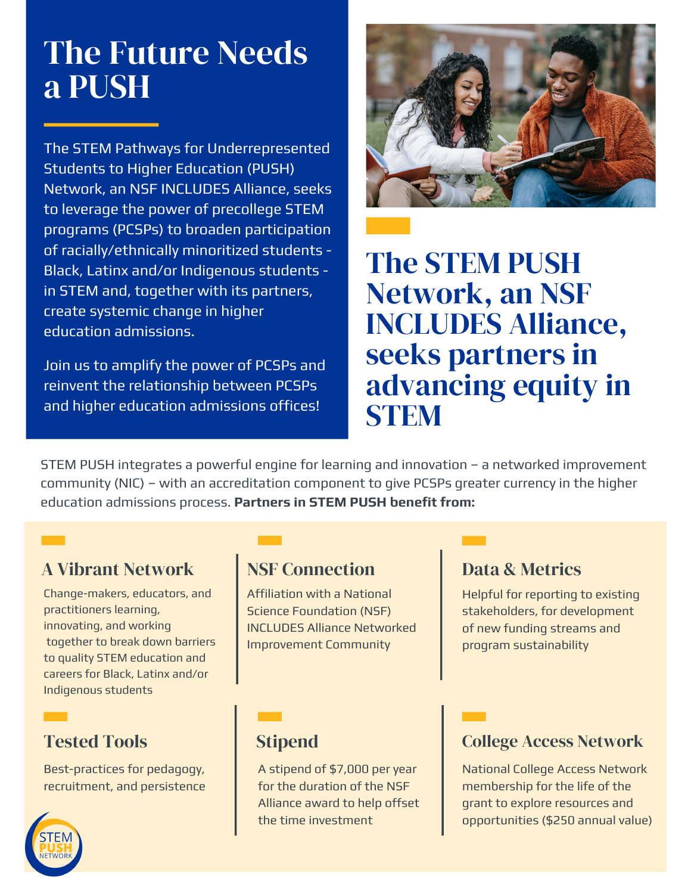# The Future Needs a PUSH

The STEM Pathways for Underrepresented Students to Higher Education (PUSH) Network, an NSF INCLUDES Alliance, seeks to leverage the power of precollege STEM programs (PCSPs) to broaden participation of racially/ethnically minoritized students - Black, Latinx and/or Indigenous students - in STEM and, together with its partners, create systemic change in higher education admissions.

Join us to amplify the power of PCSPs and reinvent the relationship between PCSPs and higher education admissions offices!

## The STEM PUSH Network, an NSF INCLUDES Alliance, seeks partners in advancing equity in STEM

STEM PUSH integrates a powerful engine for learning and innovation – a networked improvement community (NIC) – with an accreditation component to give PCSPs greater currency in the higher education admissions process. **Partners in STEM PUSH benefit from:**

### A Vibrant Network

Change-makers, educators, and practitioners learning, innovating, and working together to break down barriers to quality STEM education and careers for Black, Latinx and/or Indigenous students

### NSF Connection

Affiliation with a National Science Foundation (NSF) INCLUDES Alliance Networked Improvement Community

### Data & Metrics

Helpful for reporting to existing stakeholders, for development of new funding streams and program sustainability

### Tested Tools

Best-practices for pedagogy, recruitment, and persistence

### Stipend

A stipend of $7,000 per year for the duration of the NSF Alliance award to help offset the time investment

### College Access Network

National College Access Network membership for the life of the grant to explore resources and opportunities ($250 annual value)

STEM PUSH NETWORK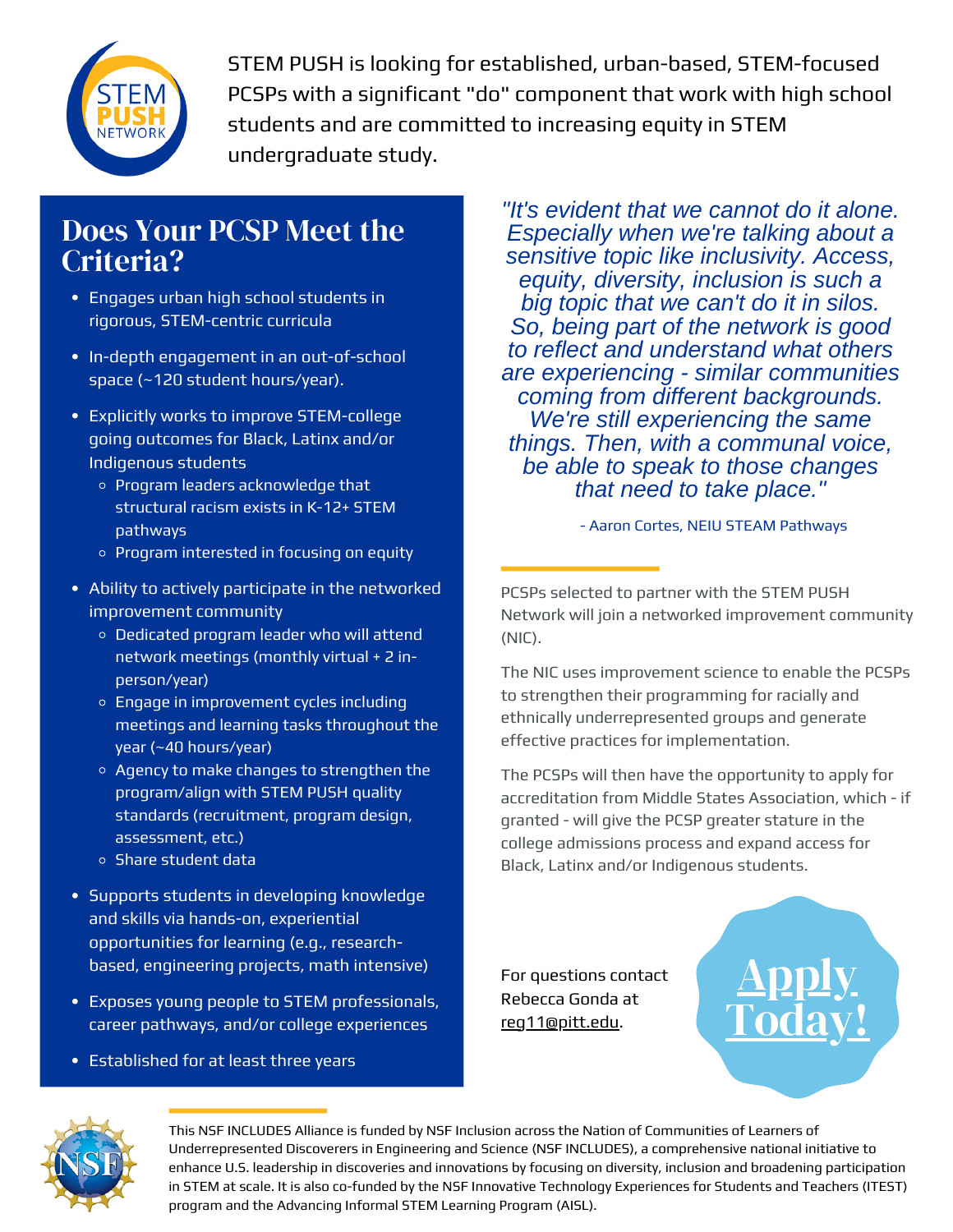STEM PUSH is looking for established, urban-based, STEM-focused PCSPs with a significant "do" component that work with high school students and are committed to increasing equity in STEM undergraduate study.

## Does Your PCSP Meet the Criteria?

- Engages urban high school students in rigorous, STEM-centric curricula
- In-depth engagement in an out-of-school space (~120 student hours/year).
- Explicitly works to improve STEM-college going outcomes for Black, Latinx and/or Indigenous students
  - Program leaders acknowledge that structural racism exists in K-12+ STEM pathways
  - Program interested in focusing on equity
- Ability to actively participate in the networked improvement community
  - Dedicated program leader who will attend network meetings (monthly virtual + 2 in-person/year)
  - Engage in improvement cycles including meetings and learning tasks throughout the year (~40 hours/year)
  - Agency to make changes to strengthen the program/align with STEM PUSH quality standards (recruitment, program design, assessment, etc.)
  - Share student data
- Supports students in developing knowledge and skills via hands-on, experiential opportunities for learning (e.g., research-based, engineering projects, math intensive)
- Exposes young people to STEM professionals, career pathways, and/or college experiences
- Established for at least three years

*"It's evident that we cannot do it alone. Especially when we're talking about a sensitive topic like inclusivity. Access, equity, diversity, inclusion is such a big topic that we can't do it in silos. So, being part of the network is good to reflect and understand what others are experiencing - similar communities coming from different backgrounds. We're still experiencing the same things. Then, with a communal voice, be able to speak to those changes that need to take place."*

- Aaron Cortes, NEIU STEAM Pathways

PCSPs selected to partner with the STEM PUSH Network will join a networked improvement community (NIC).

The NIC uses improvement science to enable the PCSPs to strengthen their programming for racially and ethnically underrepresented groups and generate effective practices for implementation.

The PCSPs will then have the opportunity to apply for accreditation from Middle States Association, which - if granted - will give the PCSP greater stature in the college admissions process and expand access for Black, Latinx and/or Indigenous students.

For questions contact Rebecca Gonda at reg11@pitt.edu.

**Apply Today!**

This NSF INCLUDES Alliance is funded by NSF Inclusion across the Nation of Communities of Learners of Underrepresented Discoverers in Engineering and Science (NSF INCLUDES), a comprehensive national initiative to enhance U.S. leadership in discoveries and innovations by focusing on diversity, inclusion and broadening participation in STEM at scale. It is also co-funded by the NSF Innovative Technology Experiences for Students and Teachers (ITEST) program and the Advancing Informal STEM Learning Program (AISL).